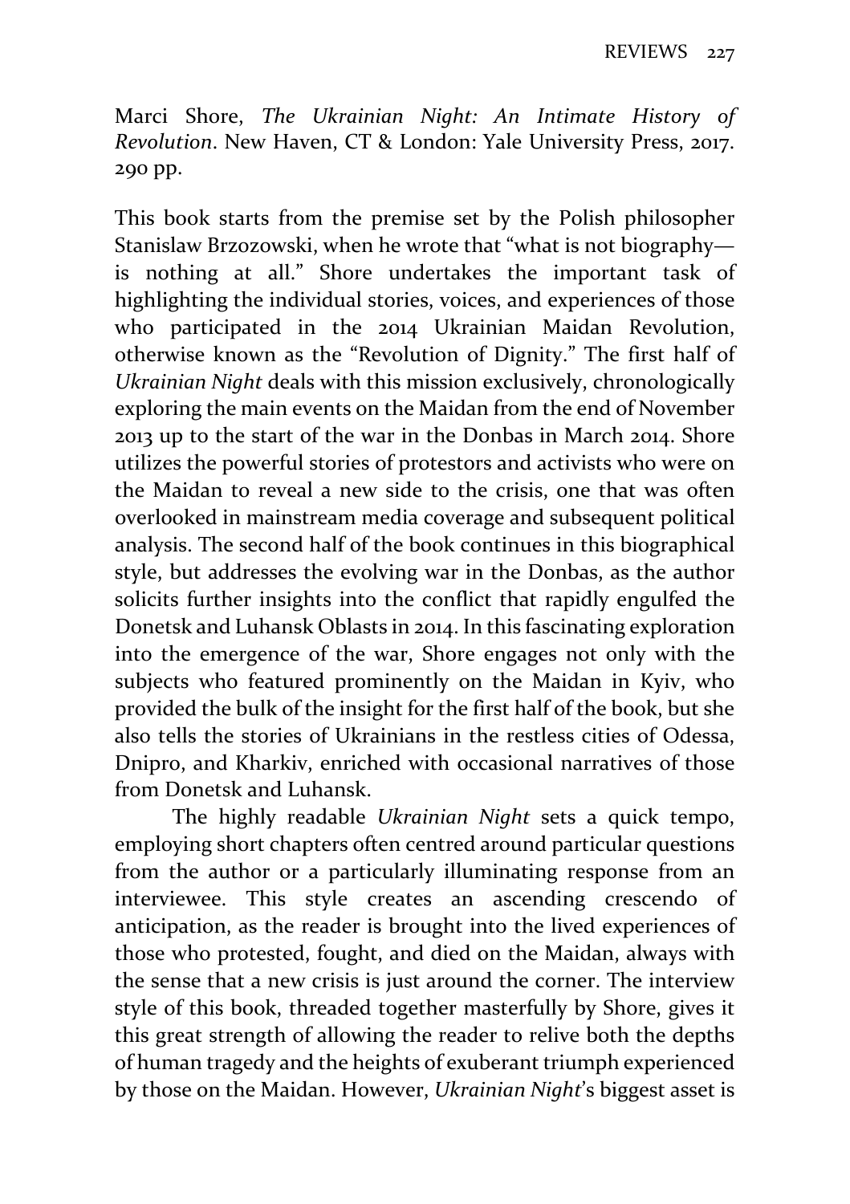Marci Shore, *The Ukrainian Night: An Intimate History of Revolution*. New Haven, CT & London: Yale University Press, 2017. 290 pp.

This book starts from the premise set by the Polish philosopher Stanislaw Brzozowski, when he wrote that "what is not biography—is nothing at all." Shore undertakes the important task of highlighting the individual stories, voices, and experiences of those who participated in the 2014 Ukrainian Maidan Revolution, otherwise known as the "Revolution of Dignity." The first half of *Ukrainian Night* deals with this mission exclusively, chronologically exploring the main events on the Maidan from the end of November 2013 up to the start of the war in the Donbas in March 2014. Shore utilizes the powerful stories of protestors and activists who were on the Maidan to reveal a new side to the crisis, one that was often overlooked in mainstream media coverage and subsequent political analysis. The second half of the book continues in this biographical style, but addresses the evolving war in the Donbas, as the author solicits further insights into the conflict that rapidly engulfed the Donetsk and Luhansk Oblasts in 2014. In this fascinating exploration into the emergence of the war, Shore engages not only with the subjects who featured prominently on the Maidan in Kyiv, who provided the bulk of the insight for the first half of the book, but she also tells the stories of Ukrainians in the restless cities of Odessa, Dnipro, and Kharkiv, enriched with occasional narratives of those from Donetsk and Luhansk.

The highly readable *Ukrainian Night* sets a quick tempo, employing short chapters often centred around particular questions from the author or a particularly illuminating response from an interviewee. This style creates an ascending crescendo of anticipation, as the reader is brought into the lived experiences of those who protested, fought, and died on the Maidan, always with the sense that a new crisis is just around the corner. The interview style of this book, threaded together masterfully by Shore, gives it this great strength of allowing the reader to relive both the depths of human tragedy and the heights of exuberant triumph experienced by those on the Maidan. However, *Ukrainian Night*'s biggest asset is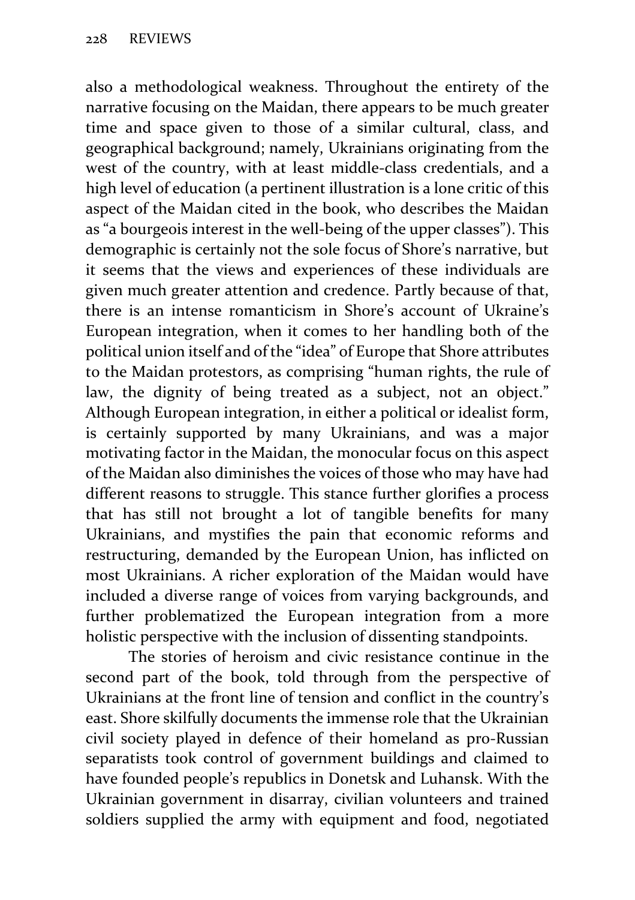also a methodological weakness. Throughout the entirety of the narrative focusing on the Maidan, there appears to be much greater time and space given to those of a similar cultural, class, and geographical background; namely, Ukrainians originating from the west of the country, with at least middle-class credentials, and a high level of education (a pertinent illustration is a lone critic of this aspect of the Maidan cited in the book, who describes the Maidan as "a bourgeois interest in the well-being of the upper classes"). This demographic is certainly not the sole focus of Shore's narrative, but it seems that the views and experiences of these individuals are given much greater attention and credence. Partly because of that, there is an intense romanticism in Shore's account of Ukraine's European integration, when it comes to her handling both of the political union itself and of the "idea" of Europe that Shore attributes to the Maidan protestors, as comprising "human rights, the rule of law, the dignity of being treated as a subject, not an object." Although European integration, in either a political or idealist form, is certainly supported by many Ukrainians, and was a major motivating factor in the Maidan, the monocular focus on this aspect of the Maidan also diminishes the voices of those who may have had different reasons to struggle. This stance further glorifies a process that has still not brought a lot of tangible benefits for many Ukrainians, and mystifies the pain that economic reforms and restructuring, demanded by the European Union, has inflicted on most Ukrainians. A richer exploration of the Maidan would have included a diverse range of voices from varying backgrounds, and further problematized the European integration from a more holistic perspective with the inclusion of dissenting standpoints.

The stories of heroism and civic resistance continue in the second part of the book, told through from the perspective of Ukrainians at the front line of tension and conflict in the country's east. Shore skilfully documents the immense role that the Ukrainian civil society played in defence of their homeland as pro-Russian separatists took control of government buildings and claimed to have founded people's republics in Donetsk and Luhansk. With the Ukrainian government in disarray, civilian volunteers and trained soldiers supplied the army with equipment and food, negotiated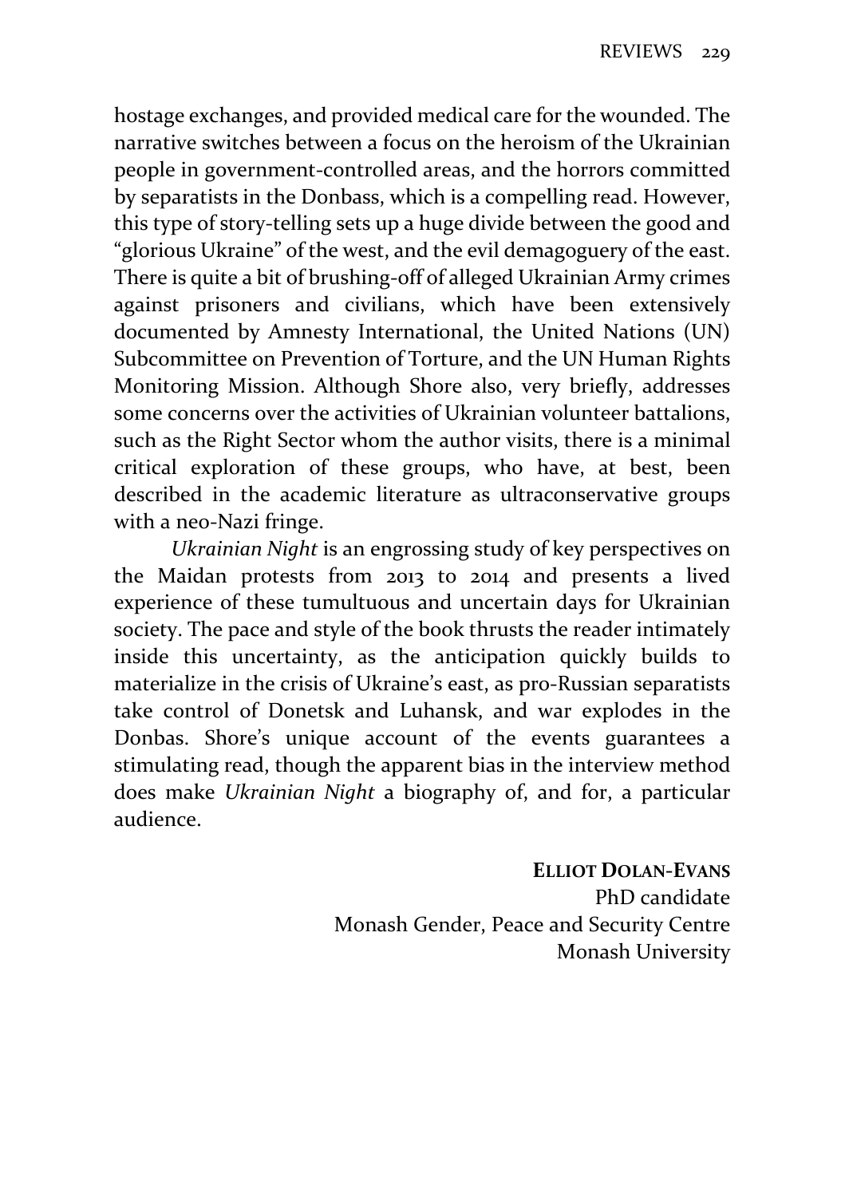hostage exchanges, and provided medical care for the wounded. The narrative switches between a focus on the heroism of the Ukrainian people in government-controlled areas, and the horrors committed by separatists in the Donbass, which is a compelling read. However, this type of story-telling sets up a huge divide between the good and "glorious Ukraine" of the west, and the evil demagoguery of the east. There is quite a bit of brushing-off of alleged Ukrainian Army crimes against prisoners and civilians, which have been extensively documented by Amnesty International, the United Nations (UN) Subcommittee on Prevention of Torture, and the UN Human Rights Monitoring Mission. Although Shore also, very briefly, addresses some concerns over the activities of Ukrainian volunteer battalions, such as the Right Sector whom the author visits, there is a minimal critical exploration of these groups, who have, at best, been described in the academic literature as ultraconservative groups with a neo-Nazi fringe.

*Ukrainian Night* is an engrossing study of key perspectives on the Maidan protests from 2013 to 2014 and presents a lived experience of these tumultuous and uncertain days for Ukrainian society. The pace and style of the book thrusts the reader intimately inside this uncertainty, as the anticipation quickly builds to materialize in the crisis of Ukraine's east, as pro-Russian separatists take control of Donetsk and Luhansk, and war explodes in the Donbas. Shore's unique account of the events guarantees a stimulating read, though the apparent bias in the interview method does make *Ukrainian Night* a biography of, and for, a particular audience.

**ELLIOT DOLAN-EVANS**
PhD candidate
Monash Gender, Peace and Security Centre
Monash University